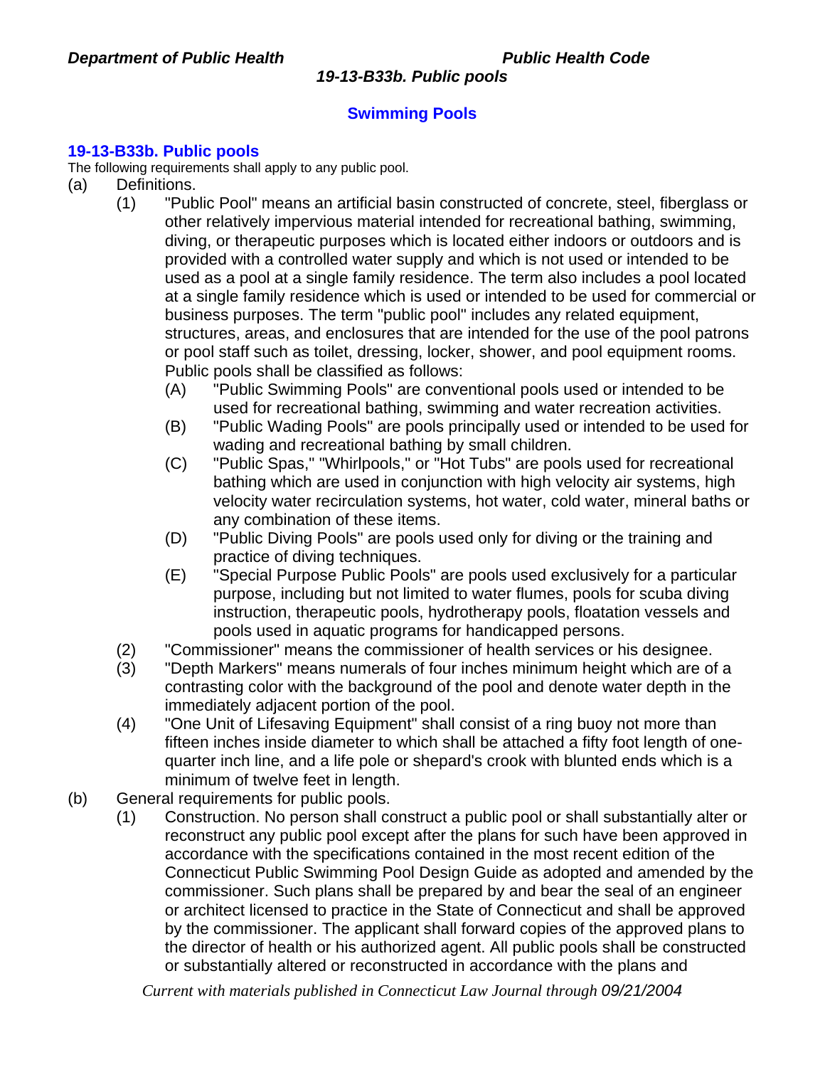## Swimming Pools

### 19-13-B33b. Public pools

The following requirements shall apply to any public pool.

(a) Definitions.

(1) "Public Pool" means an artificial basin constructed of concrete, steel, fiberglass or other relatively impervious material intended for recreational bathing, swimming, diving, or therapeutic purposes which is located either indoors or outdoors and is provided with a controlled water supply and which is not used or intended to be used as a pool at a single family residence. The term also includes a pool located at a single family residence which is used or intended to be used for commercial or business purposes. The term "public pool" includes any related equipment, structures, areas, and enclosures that are intended for the use of the pool patrons or pool staff such as toilet, dressing, locker, shower, and pool equipment rooms. Public pools shall be classified as follows:

(A) "Public Swimming Pools" are conventional pools used or intended to be used for recreational bathing, swimming and water recreation activities.

(B) "Public Wading Pools" are pools principally used or intended to be used for wading and recreational bathing by small children.

(C) "Public Spas," "Whirlpools," or "Hot Tubs" are pools used for recreational bathing which are used in conjunction with high velocity air systems, high velocity water recirculation systems, hot water, cold water, mineral baths or any combination of these items.

(D) "Public Diving Pools" are pools used only for diving or the training and practice of diving techniques.

(E) "Special Purpose Public Pools" are pools used exclusively for a particular purpose, including but not limited to water flumes, pools for scuba diving instruction, therapeutic pools, hydrotherapy pools, floatation vessels and pools used in aquatic programs for handicapped persons.

(2) "Commissioner" means the commissioner of health services or his designee.

(3) "Depth Markers" means numerals of four inches minimum height which are of a contrasting color with the background of the pool and denote water depth in the immediately adjacent portion of the pool.

(4) "One Unit of Lifesaving Equipment" shall consist of a ring buoy not more than fifteen inches inside diameter to which shall be attached a fifty foot length of one-quarter inch line, and a life pole or shepard's crook with blunted ends which is a minimum of twelve feet in length.

(b) General requirements for public pools.

(1) Construction. No person shall construct a public pool or shall substantially alter or reconstruct any public pool except after the plans for such have been approved in accordance with the specifications contained in the most recent edition of the Connecticut Public Swimming Pool Design Guide as adopted and amended by the commissioner. Such plans shall be prepared by and bear the seal of an engineer or architect licensed to practice in the State of Connecticut and shall be approved by the commissioner. The applicant shall forward copies of the approved plans to the director of health or his authorized agent. All public pools shall be constructed or substantially altered or reconstructed in accordance with the plans and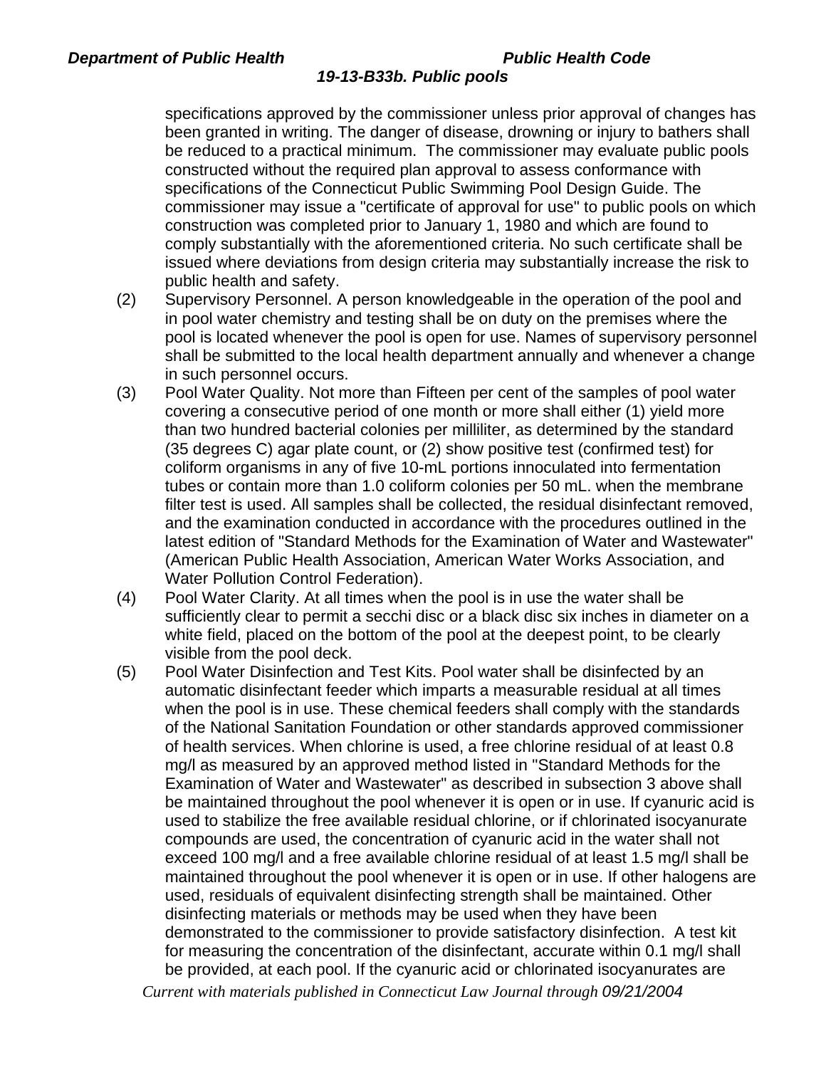specifications approved by the commissioner unless prior approval of changes has been granted in writing. The danger of disease, drowning or injury to bathers shall be reduced to a practical minimum. The commissioner may evaluate public pools constructed without the required plan approval to assess conformance with specifications of the Connecticut Public Swimming Pool Design Guide. The commissioner may issue a "certificate of approval for use" to public pools on which construction was completed prior to January 1, 1980 and which are found to comply substantially with the aforementioned criteria. No such certificate shall be issued where deviations from design criteria may substantially increase the risk to public health and safety.

(2) Supervisory Personnel. A person knowledgeable in the operation of the pool and in pool water chemistry and testing shall be on duty on the premises where the pool is located whenever the pool is open for use. Names of supervisory personnel shall be submitted to the local health department annually and whenever a change in such personnel occurs.

(3) Pool Water Quality. Not more than Fifteen per cent of the samples of pool water covering a consecutive period of one month or more shall either (1) yield more than two hundred bacterial colonies per milliliter, as determined by the standard (35 degrees C) agar plate count, or (2) show positive test (confirmed test) for coliform organisms in any of five 10-mL portions innoculated into fermentation tubes or contain more than 1.0 coliform colonies per 50 mL. when the membrane filter test is used. All samples shall be collected, the residual disinfectant removed, and the examination conducted in accordance with the procedures outlined in the latest edition of "Standard Methods for the Examination of Water and Wastewater" (American Public Health Association, American Water Works Association, and Water Pollution Control Federation).

(4) Pool Water Clarity. At all times when the pool is in use the water shall be sufficiently clear to permit a secchi disc or a black disc six inches in diameter on a white field, placed on the bottom of the pool at the deepest point, to be clearly visible from the pool deck.

(5) Pool Water Disinfection and Test Kits. Pool water shall be disinfected by an automatic disinfectant feeder which imparts a measurable residual at all times when the pool is in use. These chemical feeders shall comply with the standards of the National Sanitation Foundation or other standards approved commissioner of health services. When chlorine is used, a free chlorine residual of at least 0.8 mg/l as measured by an approved method listed in "Standard Methods for the Examination of Water and Wastewater" as described in subsection 3 above shall be maintained throughout the pool whenever it is open or in use. If cyanuric acid is used to stabilize the free available residual chlorine, or if chlorinated isocyanurate compounds are used, the concentration of cyanuric acid in the water shall not exceed 100 mg/l and a free available chlorine residual of at least 1.5 mg/l shall be maintained throughout the pool whenever it is open or in use. If other halogens are used, residuals of equivalent disinfecting strength shall be maintained. Other disinfecting materials or methods may be used when they have been demonstrated to the commissioner to provide satisfactory disinfection. A test kit for measuring the concentration of the disinfectant, accurate within 0.1 mg/l shall be provided, at each pool. If the cyanuric acid or chlorinated isocyanurates are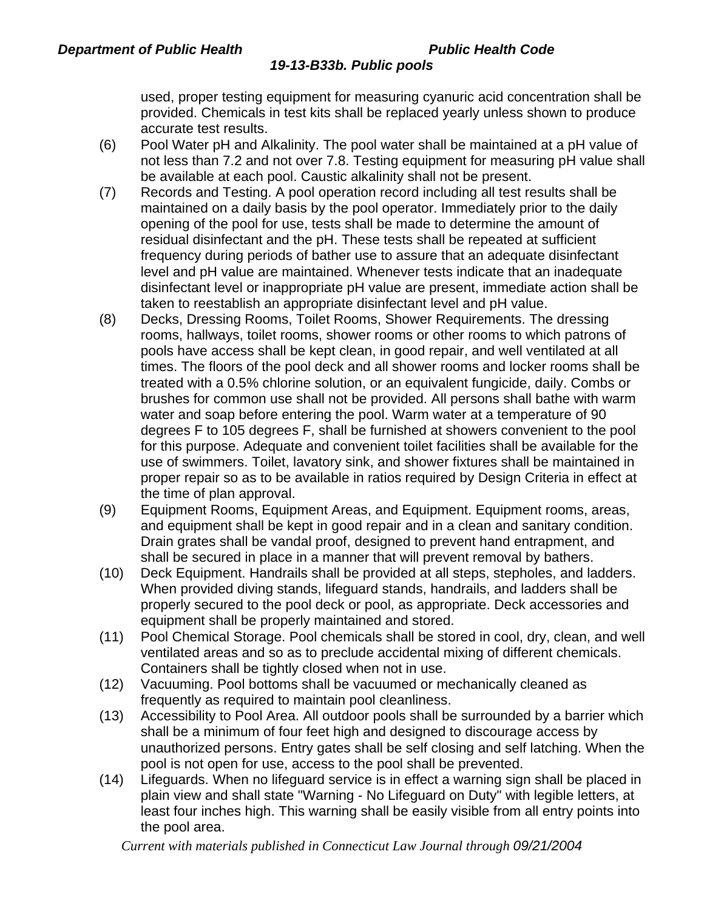used, proper testing equipment for measuring cyanuric acid concentration shall be provided. Chemicals in test kits shall be replaced yearly unless shown to produce accurate test results.

(6) Pool Water pH and Alkalinity. The pool water shall be maintained at a pH value of not less than 7.2 and not over 7.8. Testing equipment for measuring pH value shall be available at each pool. Caustic alkalinity shall not be present.

(7) Records and Testing. A pool operation record including all test results shall be maintained on a daily basis by the pool operator. Immediately prior to the daily opening of the pool for use, tests shall be made to determine the amount of residual disinfectant and the pH. These tests shall be repeated at sufficient frequency during periods of bather use to assure that an adequate disinfectant level and pH value are maintained. Whenever tests indicate that an inadequate disinfectant level or inappropriate pH value are present, immediate action shall be taken to reestablish an appropriate disinfectant level and pH value.

(8) Decks, Dressing Rooms, Toilet Rooms, Shower Requirements. The dressing rooms, hallways, toilet rooms, shower rooms or other rooms to which patrons of pools have access shall be kept clean, in good repair, and well ventilated at all times. The floors of the pool deck and all shower rooms and locker rooms shall be treated with a 0.5% chlorine solution, or an equivalent fungicide, daily. Combs or brushes for common use shall not be provided. All persons shall bathe with warm water and soap before entering the pool. Warm water at a temperature of 90 degrees F to 105 degrees F, shall be furnished at showers convenient to the pool for this purpose. Adequate and convenient toilet facilities shall be available for the use of swimmers. Toilet, lavatory sink, and shower fixtures shall be maintained in proper repair so as to be available in ratios required by Design Criteria in effect at the time of plan approval.

(9) Equipment Rooms, Equipment Areas, and Equipment. Equipment rooms, areas, and equipment shall be kept in good repair and in a clean and sanitary condition. Drain grates shall be vandal proof, designed to prevent hand entrapment, and shall be secured in place in a manner that will prevent removal by bathers.

(10) Deck Equipment. Handrails shall be provided at all steps, stepholes, and ladders. When provided diving stands, lifeguard stands, handrails, and ladders shall be properly secured to the pool deck or pool, as appropriate. Deck accessories and equipment shall be properly maintained and stored.

(11) Pool Chemical Storage. Pool chemicals shall be stored in cool, dry, clean, and well ventilated areas and so as to preclude accidental mixing of different chemicals. Containers shall be tightly closed when not in use.

(12) Vacuuming. Pool bottoms shall be vacuumed or mechanically cleaned as frequently as required to maintain pool cleanliness.

(13) Accessibility to Pool Area. All outdoor pools shall be surrounded by a barrier which shall be a minimum of four feet high and designed to discourage access by unauthorized persons. Entry gates shall be self closing and self latching. When the pool is not open for use, access to the pool shall be prevented.

(14) Lifeguards. When no lifeguard service is in effect a warning sign shall be placed in plain view and shall state "Warning - No Lifeguard on Duty" with legible letters, at least four inches high. This warning shall be easily visible from all entry points into the pool area.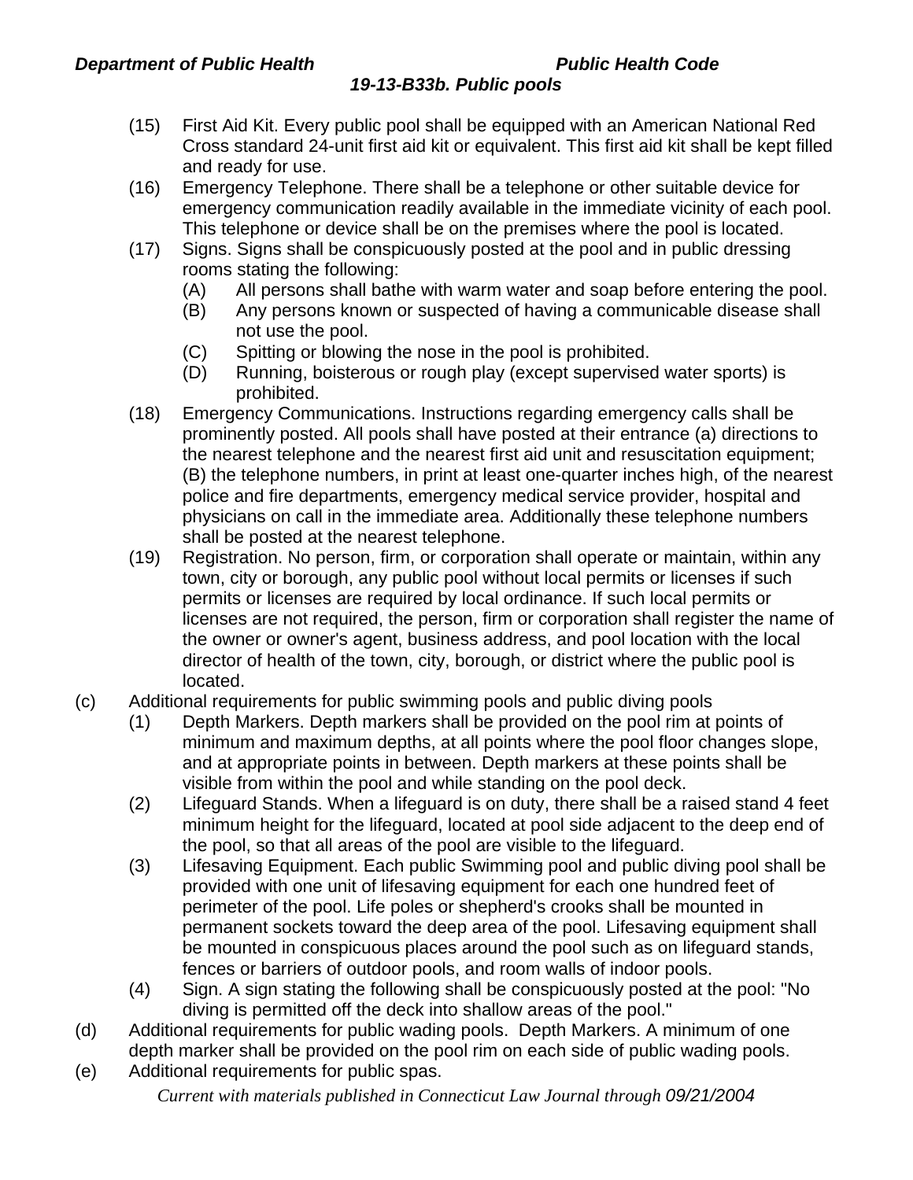(15) First Aid Kit. Every public pool shall be equipped with an American National Red Cross standard 24-unit first aid kit or equivalent. This first aid kit shall be kept filled and ready for use.

(16) Emergency Telephone. There shall be a telephone or other suitable device for emergency communication readily available in the immediate vicinity of each pool. This telephone or device shall be on the premises where the pool is located.

(17) Signs. Signs shall be conspicuously posted at the pool and in public dressing rooms stating the following:

  (A) All persons shall bathe with warm water and soap before entering the pool.

  (B) Any persons known or suspected of having a communicable disease shall not use the pool.

  (C) Spitting or blowing the nose in the pool is prohibited.

  (D) Running, boisterous or rough play (except supervised water sports) is prohibited.

(18) Emergency Communications. Instructions regarding emergency calls shall be prominently posted. All pools shall have posted at their entrance (a) directions to the nearest telephone and the nearest first aid unit and resuscitation equipment; (B) the telephone numbers, in print at least one-quarter inches high, of the nearest police and fire departments, emergency medical service provider, hospital and physicians on call in the immediate area. Additionally these telephone numbers shall be posted at the nearest telephone.

(19) Registration. No person, firm, or corporation shall operate or maintain, within any town, city or borough, any public pool without local permits or licenses if such permits or licenses are required by local ordinance. If such local permits or licenses are not required, the person, firm or corporation shall register the name of the owner or owner's agent, business address, and pool location with the local director of health of the town, city, borough, or district where the public pool is located.

(c) Additional requirements for public swimming pools and public diving pools

(1) Depth Markers. Depth markers shall be provided on the pool rim at points of minimum and maximum depths, at all points where the pool floor changes slope, and at appropriate points in between. Depth markers at these points shall be visible from within the pool and while standing on the pool deck.

(2) Lifeguard Stands. When a lifeguard is on duty, there shall be a raised stand 4 feet minimum height for the lifeguard, located at pool side adjacent to the deep end of the pool, so that all areas of the pool are visible to the lifeguard.

(3) Lifesaving Equipment. Each public Swimming pool and public diving pool shall be provided with one unit of lifesaving equipment for each one hundred feet of perimeter of the pool. Life poles or shepherd's crooks shall be mounted in permanent sockets toward the deep area of the pool. Lifesaving equipment shall be mounted in conspicuous places around the pool such as on lifeguard stands, fences or barriers of outdoor pools, and room walls of indoor pools.

(4) Sign. A sign stating the following shall be conspicuously posted at the pool: "No diving is permitted off the deck into shallow areas of the pool."

(d) Additional requirements for public wading pools. Depth Markers. A minimum of one depth marker shall be provided on the pool rim on each side of public wading pools.

(e) Additional requirements for public spas.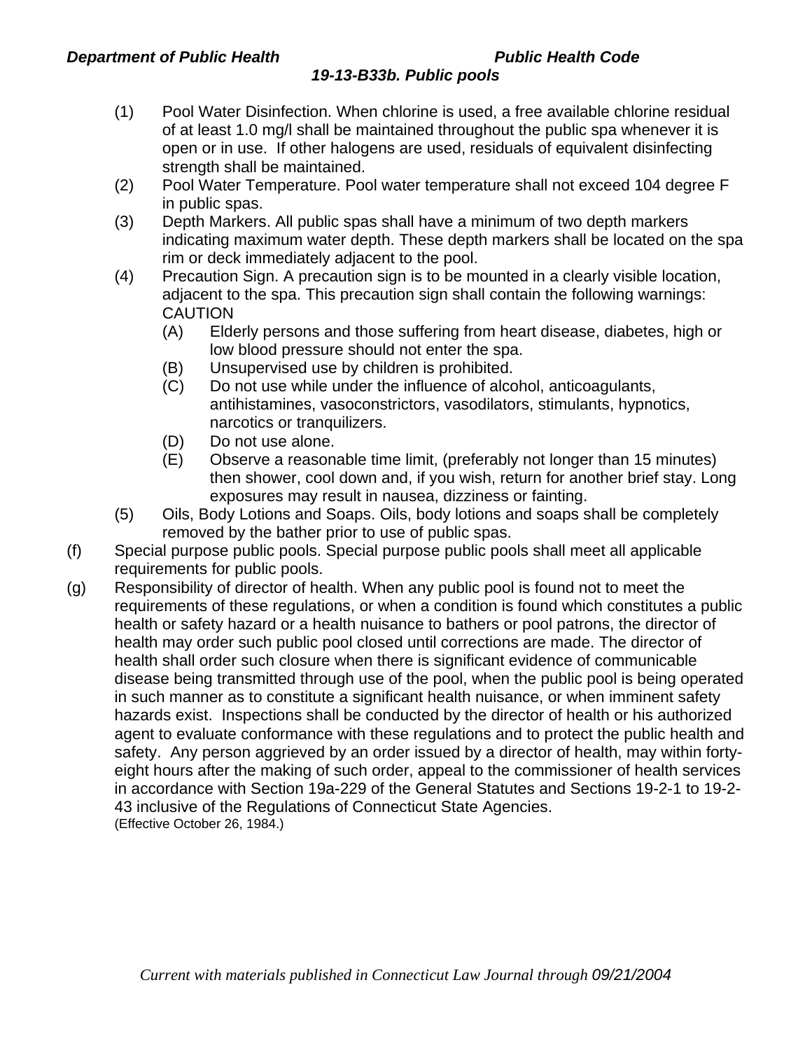(1) Pool Water Disinfection. When chlorine is used, a free available chlorine residual of at least 1.0 mg/l shall be maintained throughout the public spa whenever it is open or in use. If other halogens are used, residuals of equivalent disinfecting strength shall be maintained.

(2) Pool Water Temperature. Pool water temperature shall not exceed 104 degree F in public spas.

(3) Depth Markers. All public spas shall have a minimum of two depth markers indicating maximum water depth. These depth markers shall be located on the spa rim or deck immediately adjacent to the pool.

(4) Precaution Sign. A precaution sign is to be mounted in a clearly visible location, adjacent to the spa. This precaution sign shall contain the following warnings: CAUTION

   (A) Elderly persons and those suffering from heart disease, diabetes, high or low blood pressure should not enter the spa.

   (B) Unsupervised use by children is prohibited.

   (C) Do not use while under the influence of alcohol, anticoagulants, antihistamines, vasoconstrictors, vasodilators, stimulants, hypnotics, narcotics or tranquilizers.

   (D) Do not use alone.

   (E) Observe a reasonable time limit, (preferably not longer than 15 minutes) then shower, cool down and, if you wish, return for another brief stay. Long exposures may result in nausea, dizziness or fainting.

(5) Oils, Body Lotions and Soaps. Oils, body lotions and soaps shall be completely removed by the bather prior to use of public spas.

(f) Special purpose public pools. Special purpose public pools shall meet all applicable requirements for public pools.

(g) Responsibility of director of health. When any public pool is found not to meet the requirements of these regulations, or when a condition is found which constitutes a public health or safety hazard or a health nuisance to bathers or pool patrons, the director of health may order such public pool closed until corrections are made. The director of health shall order such closure when there is significant evidence of communicable disease being transmitted through use of the pool, when the public pool is being operated in such manner as to constitute a significant health nuisance, or when imminent safety hazards exist. Inspections shall be conducted by the director of health or his authorized agent to evaluate conformance with these regulations and to protect the public health and safety. Any person aggrieved by an order issued by a director of health, may within forty-eight hours after the making of such order, appeal to the commissioner of health services in accordance with Section 19a-229 of the General Statutes and Sections 19-2-1 to 19-2-43 inclusive of the Regulations of Connecticut State Agencies.

(Effective October 26, 1984.)